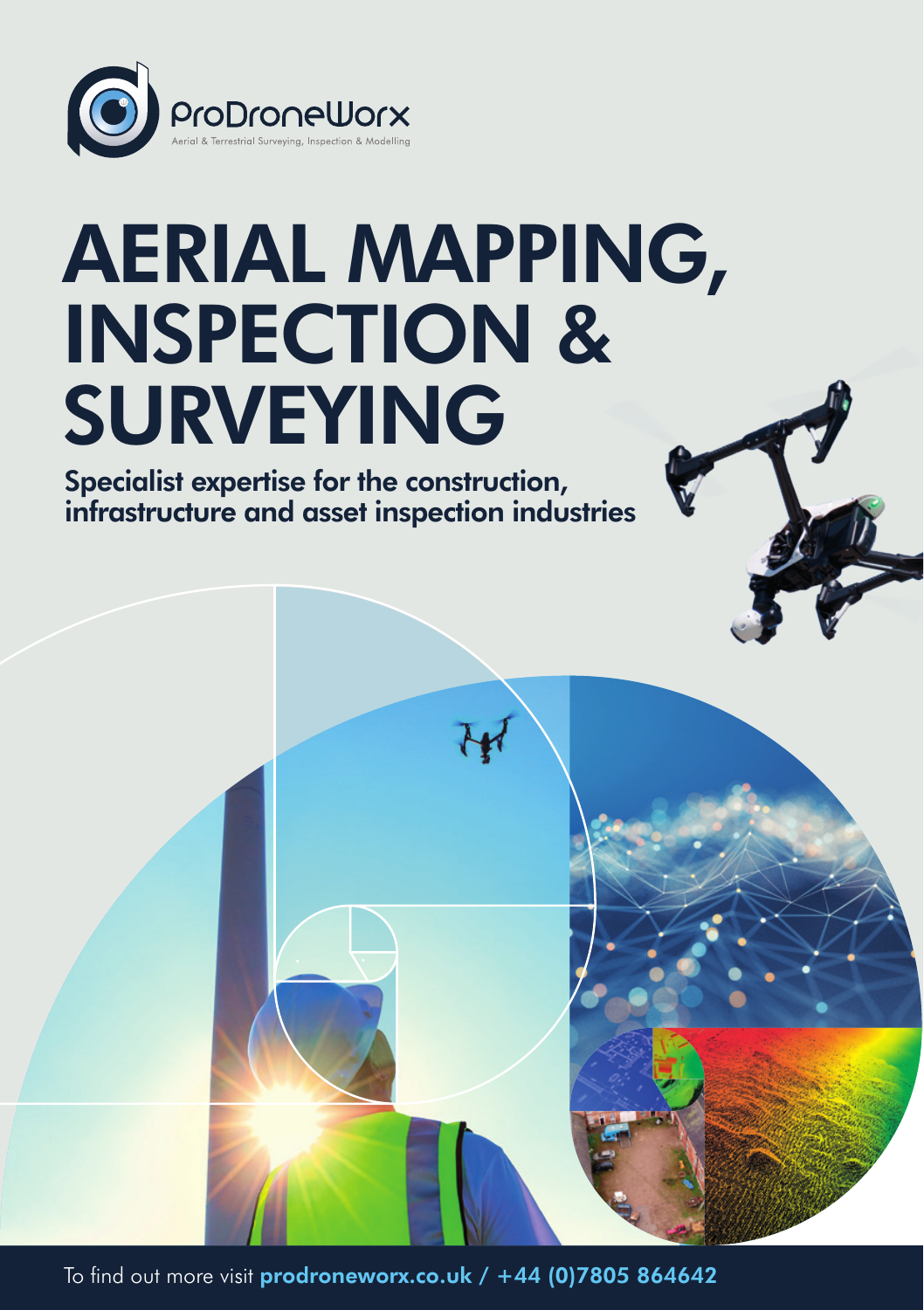ProDroneWorx

Aerial & Terrestrial Surveying, Inspection & Modelling

# AERIAL MAPPING, INSPECTION & SURVEYING

**Specialist expertise for the construction, infrastructure and asset inspection industries**

To find out more visit **prodroneworx.co.uk / +44 (0)7805 864642**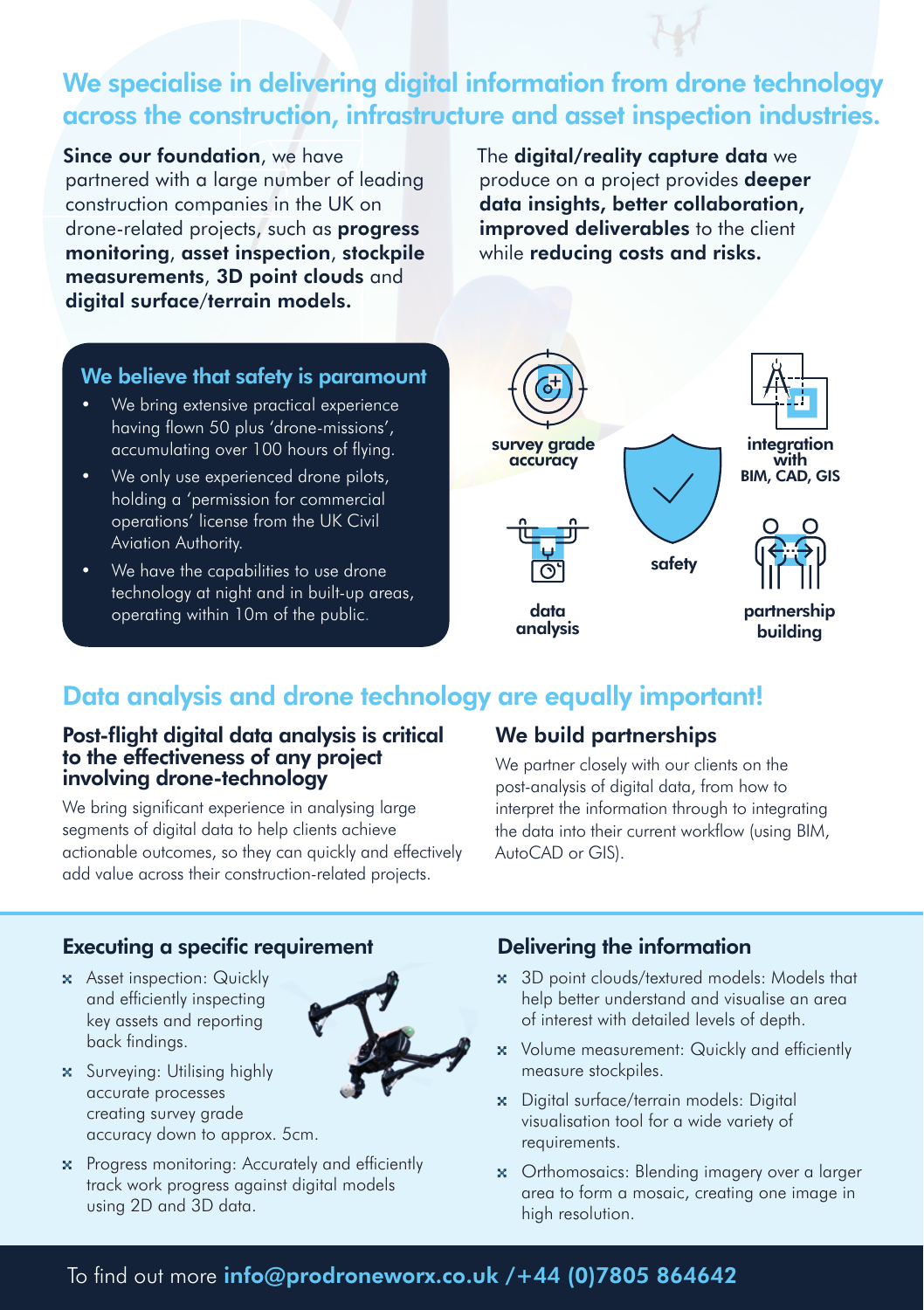## We specialise in delivering digital information from drone technology across the construction, infrastructure and asset inspection industries.

**Since our foundation**, we have partnered with a large number of leading construction companies in the UK on drone-related projects, such as **progress monitoring**, **asset inspection**, **stockpile measurements**, **3D point clouds** and **digital surface/terrain models.**

The **digital/reality capture data** we produce on a project provides **deeper data insights, better collaboration, improved deliverables** to the client while **reducing costs and risks.**

### We believe that safety is paramount

- We bring extensive practical experience having flown 50 plus 'drone-missions', accumulating over 100 hours of flying.
- We only use experienced drone pilots, holding a 'permission for commercial operations' license from the UK Civil Aviation Authority.
- We have the capabilities to use drone technology at night and in built-up areas, operating within 10m of the public.

survey grade accuracy

integration with BIM, CAD, GIS

safety

data analysis

partnership building

## Data analysis and drone technology are equally important!

### Post-flight digital data analysis is critical to the effectiveness of any project involving drone-technology

We bring significant experience in analysing large segments of digital data to help clients achieve actionable outcomes, so they can quickly and effectively add value across their construction-related projects.

### We build partnerships

We partner closely with our clients on the post-analysis of digital data, from how to interpret the information through to integrating the data into their current workflow (using BIM, AutoCAD or GIS).

### Executing a specific requirement

- Asset inspection: Quickly and efficiently inspecting key assets and reporting back findings.
- Surveying: Utilising highly accurate processes creating survey grade accuracy down to approx. 5cm.
- Progress monitoring: Accurately and efficiently track work progress against digital models using 2D and 3D data.

### Delivering the information

- 3D point clouds/textured models: Models that help better understand and visualise an area of interest with detailed levels of depth.
- Volume measurement: Quickly and efficiently measure stockpiles.
- Digital surface/terrain models: Digital visualisation tool for a wide variety of requirements.
- Orthomosaics: Blending imagery over a larger area to form a mosaic, creating one image in high resolution.

To find out more **info@prodroneworx.co.uk /+44 (0)7805 864642**